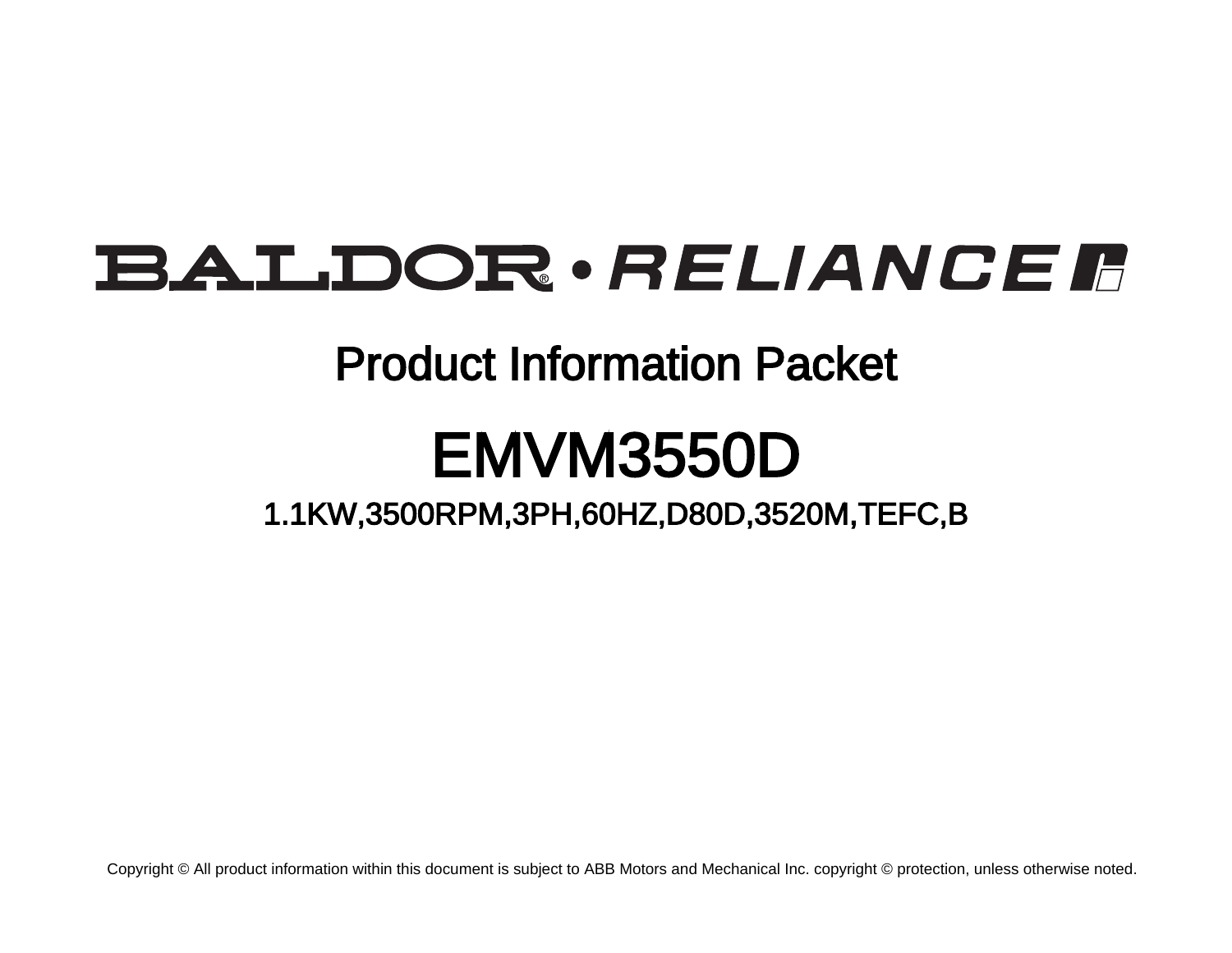BALDOR® • RELIANCE

# Product Information Packet

# EMVM3550D

## 1.1KW,3500RPM,3PH,60HZ,D80D,3520M,TEFC,B

Copyright © All product information within this document is subject to ABB Motors and Mechanical Inc. copyright © protection, unless otherwise noted.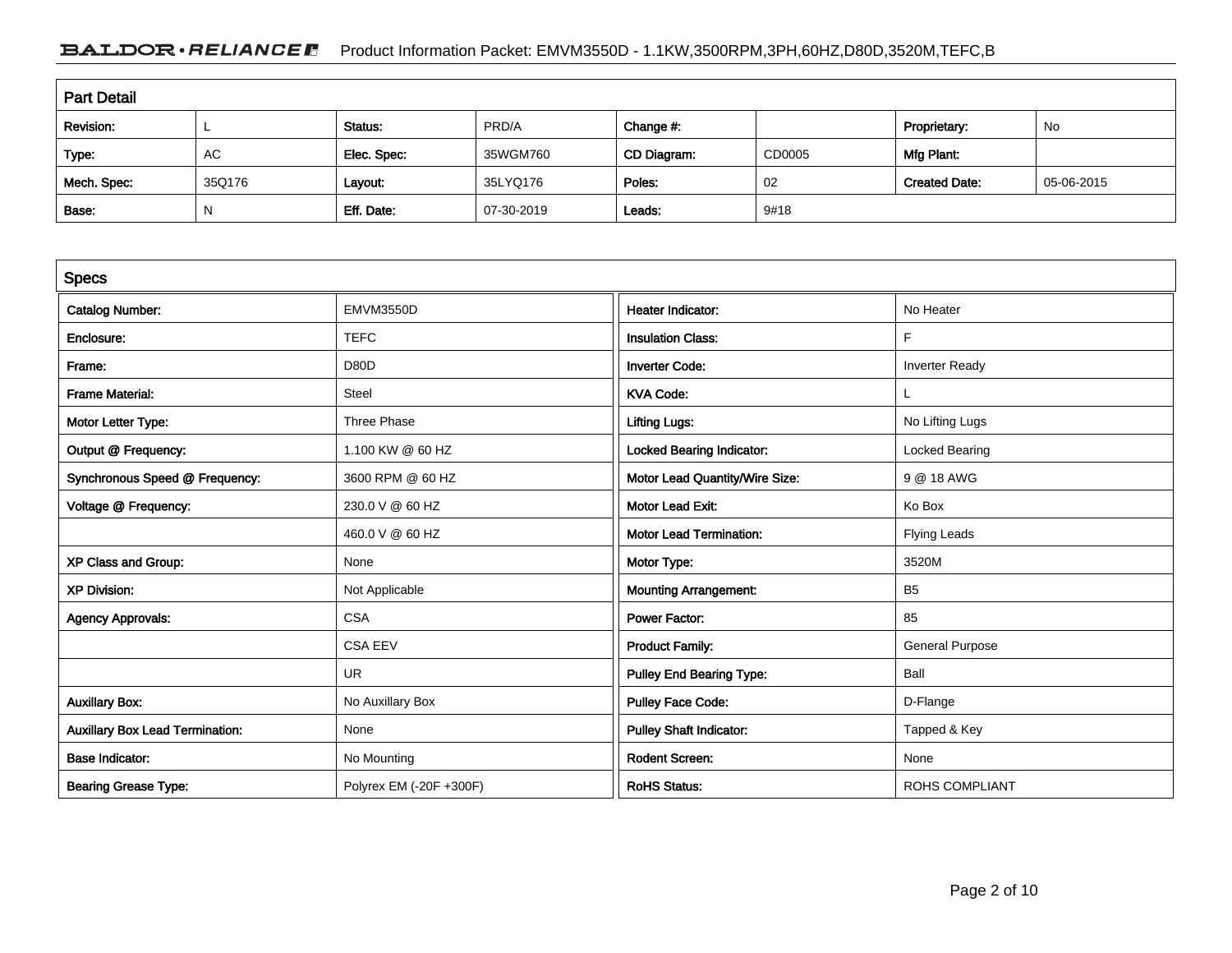## Part Detail

| Revision: | L | Status: | PRD/A | Change #: | | Proprietary: | No |
|---|---|---|---|---|---|---|---|
| Type: | AC | Elec. Spec: | 35WGM760 | CD Diagram: | CD0005 | Mfg Plant: | |
| Mech. Spec: | 35Q176 | Layout: | 35LYQ176 | Poles: | 02 | Created Date: | 05-06-2015 |
| Base: | N | Eff. Date: | 07-30-2019 | Leads: | 9#18 | | |

## Specs

| Catalog Number: | EMVM3550D | Heater Indicator: | No Heater |
|---|---|---|---|
| Enclosure: | TEFC | Insulation Class: | F |
| Frame: | D80D | Inverter Code: | Inverter Ready |
| Frame Material: | Steel | KVA Code: | L |
| Motor Letter Type: | Three Phase | Lifting Lugs: | No Lifting Lugs |
| Output @ Frequency: | 1.100 KW @ 60 HZ | Locked Bearing Indicator: | Locked Bearing |
| Synchronous Speed @ Frequency: | 3600 RPM @ 60 HZ | Motor Lead Quantity/Wire Size: | 9 @ 18 AWG |
| Voltage @ Frequency: | 230.0 V @ 60 HZ | Motor Lead Exit: | Ko Box |
| | 460.0 V @ 60 HZ | Motor Lead Termination: | Flying Leads |
| XP Class and Group: | None | Motor Type: | 3520M |
| XP Division: | Not Applicable | Mounting Arrangement: | B5 |
| Agency Approvals: | CSA | Power Factor: | 85 |
| | CSA EEV | Product Family: | General Purpose |
| | UR | Pulley End Bearing Type: | Ball |
| Auxillary Box: | No Auxillary Box | Pulley Face Code: | D-Flange |
| Auxillary Box Lead Termination: | None | Pulley Shaft Indicator: | Tapped & Key |
| Base Indicator: | No Mounting | Rodent Screen: | None |
| Bearing Grease Type: | Polyrex EM (-20F +300F) | RoHS Status: | ROHS COMPLIANT |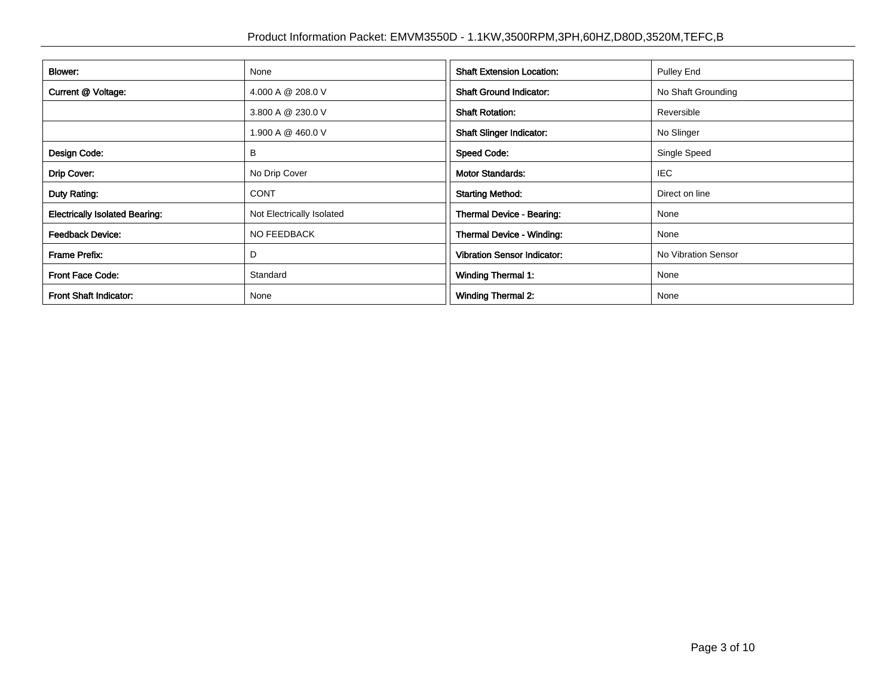| | | | |
|---|---|---|---|
| **Blower:** | None | **Shaft Extension Location:** | Pulley End |
| **Current @ Voltage:** | 4.000 A @ 208.0 V | **Shaft Ground Indicator:** | No Shaft Grounding |
| | 3.800 A @ 230.0 V | **Shaft Rotation:** | Reversible |
| | 1.900 A @ 460.0 V | **Shaft Slinger Indicator:** | No Slinger |
| **Design Code:** | B | **Speed Code:** | Single Speed |
| **Drip Cover:** | No Drip Cover | **Motor Standards:** | IEC |
| **Duty Rating:** | CONT | **Starting Method:** | Direct on line |
| **Electrically Isolated Bearing:** | Not Electrically Isolated | **Thermal Device - Bearing:** | None |
| **Feedback Device:** | NO FEEDBACK | **Thermal Device - Winding:** | None |
| **Frame Prefix:** | D | **Vibration Sensor Indicator:** | No Vibration Sensor |
| **Front Face Code:** | Standard | **Winding Thermal 1:** | None |
| **Front Shaft Indicator:** | None | **Winding Thermal 2:** | None |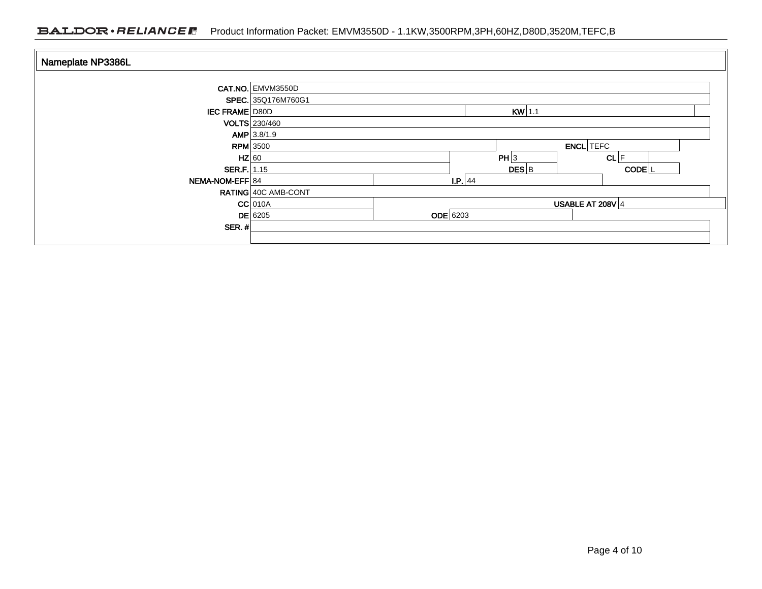## Nameplate NP3386L

| Field | Value | Field | Value | Field | Value |
|---|---|---|---|---|---|
| CAT.NO. | EMVM3550D | | | | |
| SPEC. | 35Q176M760G1 | | | | |
| IEC FRAME | D80D | KW | 1.1 | | |
| VOLTS | 230/460 | | | | |
| AMP | 3.8/1.9 | | | | |
| RPM | 3500 | | | ENCL | TEFC |
| HZ | 60 | PH | 3 | CL | F |
| SER.F. | 1.15 | DES | B | CODE | L |
| NEMA-NOM-EFF | 84 | I.P. | 44 | | |
| RATING | 40C AMB-CONT | | | | |
| CC | 010A | | | USABLE AT 208V | 4 |
| DE | 6205 | ODE | 6203 | | |
| SER. # | | | | | |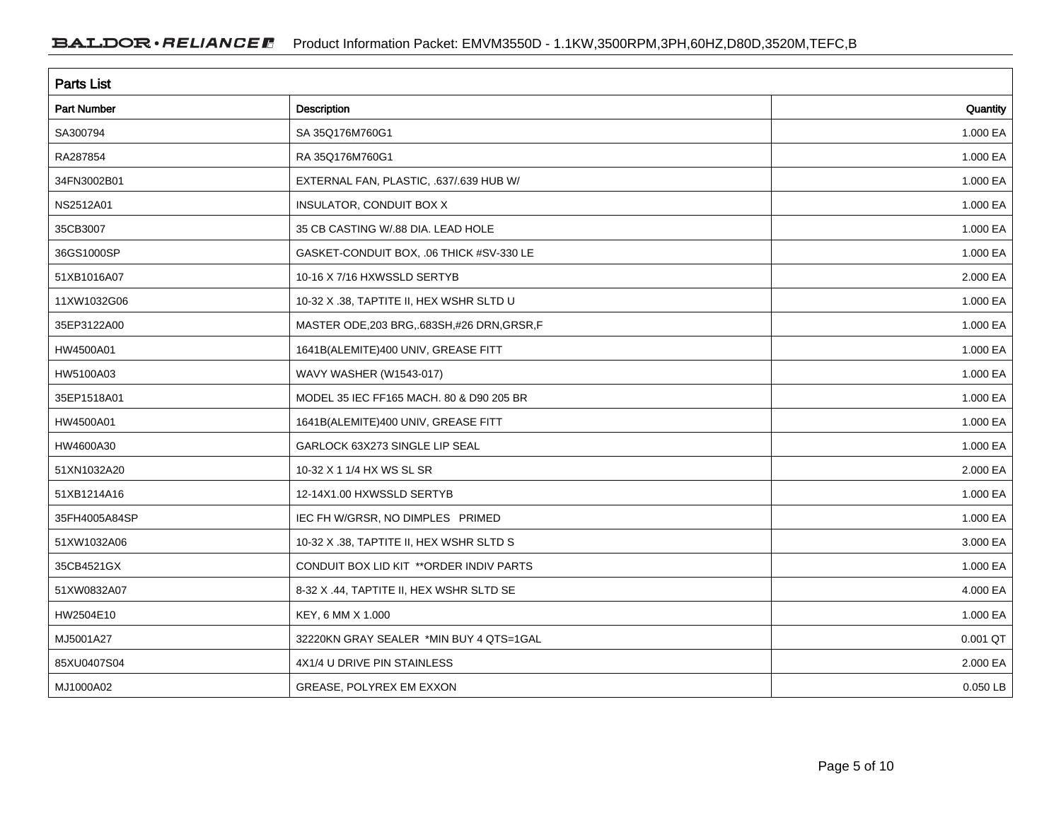## Parts List

| Part Number | Description | Quantity |
|---|---|---|
| SA300794 | SA 35Q176M760G1 | 1.000 EA |
| RA287854 | RA 35Q176M760G1 | 1.000 EA |
| 34FN3002B01 | EXTERNAL FAN, PLASTIC, .637/.639 HUB W/ | 1.000 EA |
| NS2512A01 | INSULATOR, CONDUIT BOX X | 1.000 EA |
| 35CB3007 | 35 CB CASTING W/.88 DIA. LEAD HOLE | 1.000 EA |
| 36GS1000SP | GASKET-CONDUIT BOX, .06 THICK #SV-330 LE | 1.000 EA |
| 51XB1016A07 | 10-16 X 7/16 HXWSSLD SERTYB | 2.000 EA |
| 11XW1032G06 | 10-32 X .38, TAPTITE II, HEX WSHR SLTD U | 1.000 EA |
| 35EP3122A00 | MASTER ODE,203 BRG,.683SH,#26 DRN,GRSR,F | 1.000 EA |
| HW4500A01 | 1641B(ALEMITE)400 UNIV, GREASE FITT | 1.000 EA |
| HW5100A03 | WAVY WASHER (W1543-017) | 1.000 EA |
| 35EP1518A01 | MODEL 35 IEC FF165 MACH. 80 & D90 205 BR | 1.000 EA |
| HW4500A01 | 1641B(ALEMITE)400 UNIV, GREASE FITT | 1.000 EA |
| HW4600A30 | GARLOCK 63X273 SINGLE LIP SEAL | 1.000 EA |
| 51XN1032A20 | 10-32 X 1 1/4 HX WS SL SR | 2.000 EA |
| 51XB1214A16 | 12-14X1.00 HXWSSLD SERTYB | 1.000 EA |
| 35FH4005A84SP | IEC FH W/GRSR, NO DIMPLES PRIMED | 1.000 EA |
| 51XW1032A06 | 10-32 X .38, TAPTITE II, HEX WSHR SLTD S | 3.000 EA |
| 35CB4521GX | CONDUIT BOX LID KIT **ORDER INDIV PARTS | 1.000 EA |
| 51XW0832A07 | 8-32 X .44, TAPTITE II, HEX WSHR SLTD SE | 4.000 EA |
| HW2504E10 | KEY, 6 MM X 1.000 | 1.000 EA |
| MJ5001A27 | 32220KN GRAY SEALER *MIN BUY 4 QTS=1GAL | 0.001 QT |
| 85XU0407S04 | 4X1/4 U DRIVE PIN STAINLESS | 2.000 EA |
| MJ1000A02 | GREASE, POLYREX EM EXXON | 0.050 LB |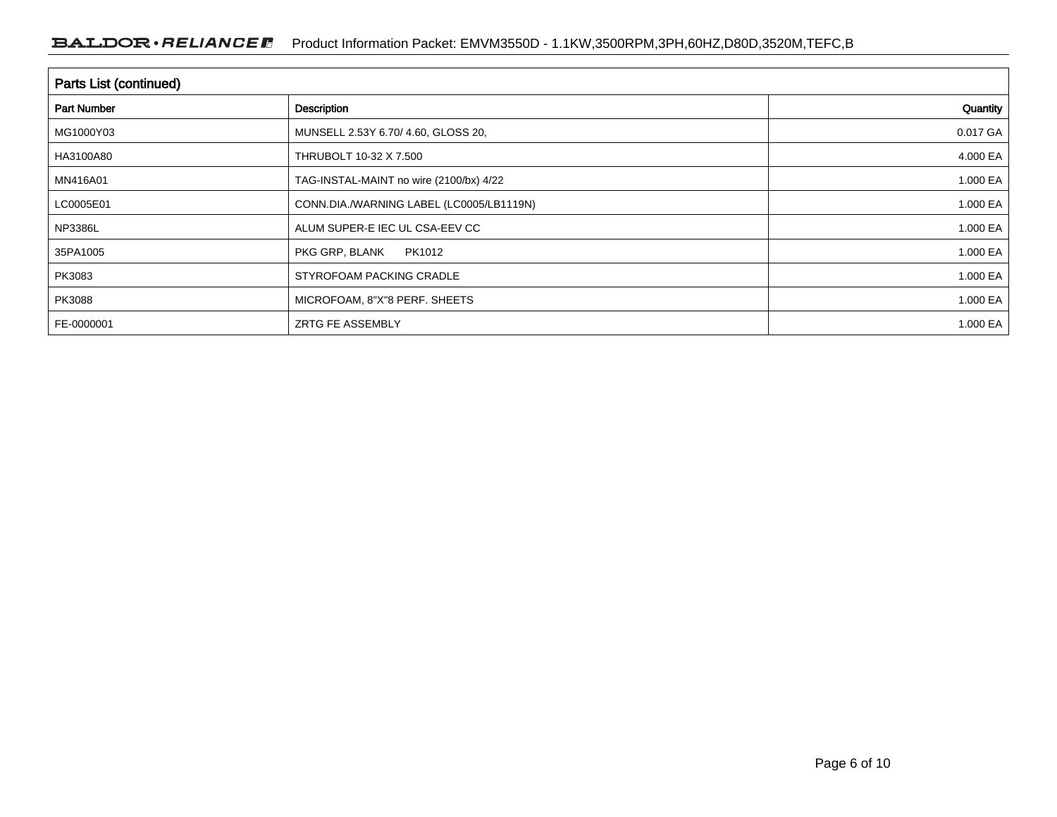## Parts List (continued)

| Part Number | Description | Quantity |
|---|---|---|
| MG1000Y03 | MUNSELL 2.53Y 6.70/ 4.60, GLOSS 20, | 0.017 GA |
| HA3100A80 | THRUBOLT 10-32 X 7.500 | 4.000 EA |
| MN416A01 | TAG-INSTAL-MAINT no wire (2100/bx) 4/22 | 1.000 EA |
| LC0005E01 | CONN.DIA./WARNING LABEL (LC0005/LB1119N) | 1.000 EA |
| NP3386L | ALUM SUPER-E IEC UL CSA-EEV CC | 1.000 EA |
| 35PA1005 | PKG GRP, BLANK PK1012 | 1.000 EA |
| PK3083 | STYROFOAM PACKING CRADLE | 1.000 EA |
| PK3088 | MICROFOAM, 8"X"8 PERF. SHEETS | 1.000 EA |
| FE-0000001 | ZRTG FE ASSEMBLY | 1.000 EA |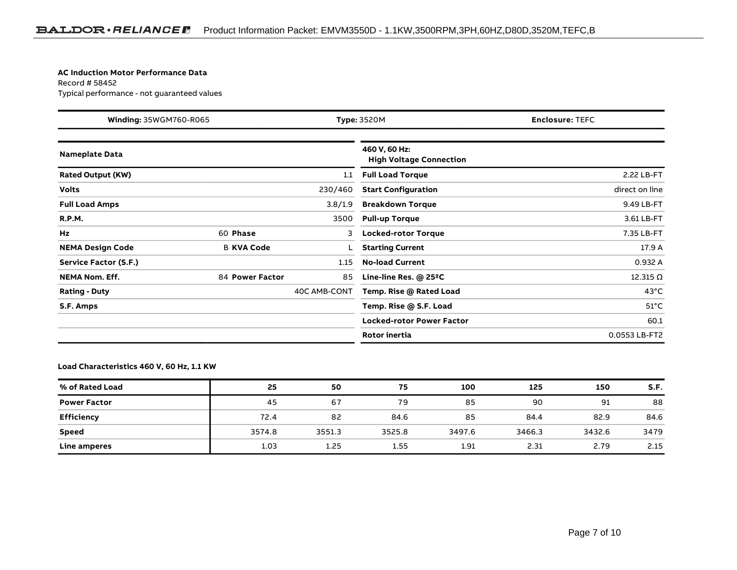**AC Induction Motor Performance Data**
Record # 58452
Typical performance - not guaranteed values

| **Winding:** 35WGM760-R065 | **Type:** 3520M | **Enclosure:** TEFC |
|---|---|---|

| **Nameplate Data** | | | | **460 V, 60 Hz: High Voltage Connection** | |
|---|---|---|---|---|---|
| **Rated Output (KW)** | | | 1.1 | **Full Load Torque** | 2.22 LB-FT |
| **Volts** | | | 230/460 | **Start Configuration** | direct on line |
| **Full Load Amps** | | | 3.8/1.9 | **Breakdown Torque** | 9.49 LB-FT |
| **R.P.M.** | | | 3500 | **Pull-up Torque** | 3.61 LB-FT |
| **Hz** | 60 | **Phase** | 3 | **Locked-rotor Torque** | 7.35 LB-FT |
| **NEMA Design Code** | B | **KVA Code** | L | **Starting Current** | 17.9 A |
| **Service Factor (S.F.)** | | | 1.15 | **No-load Current** | 0.932 A |
| **NEMA Nom. Eff.** | 84 | **Power Factor** | 85 | **Line-line Res. @ 25ºC** | 12.315 Ω |
| **Rating - Duty** | | | 40C AMB-CONT | **Temp. Rise @ Rated Load** | 43°C |
| **S.F. Amps** | | | | **Temp. Rise @ S.F. Load** | 51°C |
| | | | | **Locked-rotor Power Factor** | 60.1 |
| | | | | **Rotor inertia** | 0.0553 LB-FT2 |

**Load Characteristics 460 V, 60 Hz, 1.1 KW**

| **% of Rated Load** | **25** | **50** | **75** | **100** | **125** | **150** | **S.F.** |
|---|---|---|---|---|---|---|---|
| **Power Factor** | 45 | 67 | 79 | 85 | 90 | 91 | 88 |
| **Efficiency** | 72.4 | 82 | 84.6 | 85 | 84.4 | 82.9 | 84.6 |
| **Speed** | 3574.8 | 3551.3 | 3525.8 | 3497.6 | 3466.3 | 3432.6 | 3479 |
| **Line amperes** | 1.03 | 1.25 | 1.55 | 1.91 | 2.31 | 2.79 | 2.15 |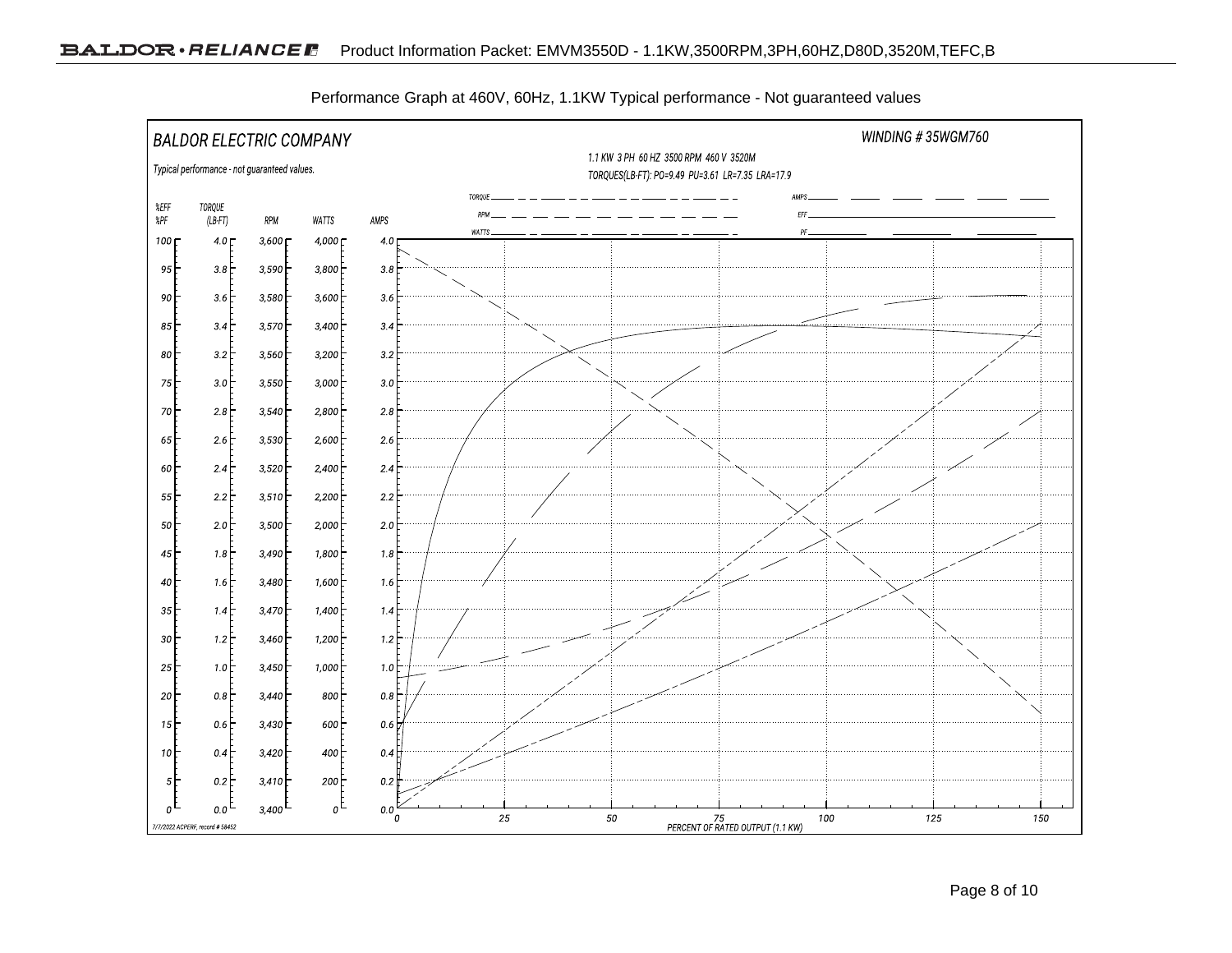Performance Graph at 460V, 60Hz, 1.1KW Typical performance - Not guaranteed values

BALDOR ELECTRIC COMPANY

WINDING # 35WGM760

Typical performance - not guaranteed values.

1.1 KW 3 PH 60 HZ 3500 RPM 460 V 3520M

TORQUES(LB-FT): PO=9.49 PU=3.61 LR=7.35 LRA=17.9

Legend: TORQUE, RPM, WATTS, AMPS, EFF, PF

| %EFF %PF | TORQUE (LB-FT) | RPM | WATTS | AMPS |
|---|---|---|---|---|
| 100 | 4.0 | 3,600 | 4,000 | 4.0 |
| 95 | 3.8 | 3,590 | 3,800 | 3.8 |
| 90 | 3.6 | 3,580 | 3,600 | 3.6 |
| 85 | 3.4 | 3,570 | 3,400 | 3.4 |
| 80 | 3.2 | 3,560 | 3,200 | 3.2 |
| 75 | 3.0 | 3,550 | 3,000 | 3.0 |
| 70 | 2.8 | 3,540 | 2,800 | 2.8 |
| 65 | 2.6 | 3,530 | 2,600 | 2.6 |
| 60 | 2.4 | 3,520 | 2,400 | 2.4 |
| 55 | 2.2 | 3,510 | 2,200 | 2.2 |
| 50 | 2.0 | 3,500 | 2,000 | 2.0 |
| 45 | 1.8 | 3,490 | 1,800 | 1.8 |
| 40 | 1.6 | 3,480 | 1,600 | 1.6 |
| 35 | 1.4 | 3,470 | 1,400 | 1.4 |
| 30 | 1.2 | 3,460 | 1,200 | 1.2 |
| 25 | 1.0 | 3,450 | 1,000 | 1.0 |
| 20 | 0.8 | 3,440 | 800 | 0.8 |
| 15 | 0.6 | 3,430 | 600 | 0.6 |
| 10 | 0.4 | 3,420 | 400 | 0.4 |
| 5 | 0.2 | 3,410 | 200 | 0.2 |
| 0 | 0.0 | 3,400 | 0 | 0.0 |

X-axis: 0, 25, 50, 75, 100, 125, 150 — PERCENT OF RATED OUTPUT (1.1 KW)

7/7/2022 ACPERF, record # 58452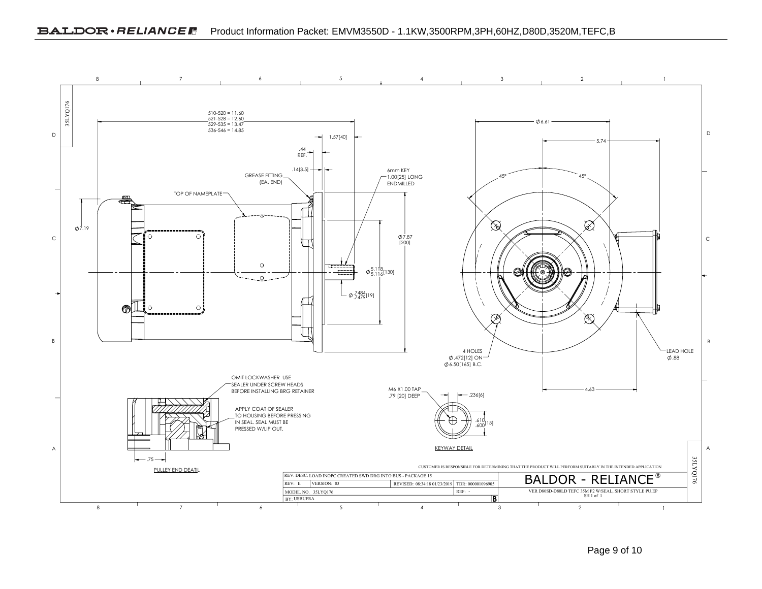510-520 = 11.60
521-528 = 12.60
529-535 = 13.47
536-546 = 14.85

1.57[40]

.44 REF.

.14[3.5]

GREASE FITTING (EA. END)

6mm KEY 1.00[25] LONG ENDMILLED

TOP OF NAMEPLATE

Ø7.19

Ø7.87 [200]

Ø 5.118 / 5.116 [130]

Ø .7484 / .7479 [19]

Ø6.61

5.74

45°

45°

4 HOLES Ø.472[12] ON Ø6.50[165] B.C.

LEAD HOLE Ø.88

4.63

OMIT LOCKWASHER USE SEALER UNDER SCREW HEADS BEFORE INSTALLING BRG RETAINER

APPLY COAT OF SEALER TO HOUSING BEFORE PRESSING IN SEAL. SEAL MUST BE PRESSED W/LIP OUT.

.75

PULLEY END DEATIL

M6 X1.00 TAP .79 [20] DEEP

.236[6]

.610 / .600 [15]

KEYWAY DETAIL

CUSTOMER IS RESPONSIBLE FOR DETERMINING THAT THE PRODUCT WILL PERFORM SUITABLY IN THE INTENDED APPLICATION

| REV. DESC: LOAD INOPC CREATED SWD DRG INTO BUS - PACKAGE 15 | | | | BALDOR - RELIANCE® |
|---|---|---|---|---|
| REV: E | VERSION: 03 | REVISED: 08:34:18 01/23/2019 | TDR: 000001096905 | |
| MODEL NO. 35LYQ176 | | | REF: - | VER D80SD-D80LD TEFC 35M F2 W/SEAL, SHORT STYLE PU.EP SH 1 of 1 |
| BY: USBUFRA | | | B | |

35LYQ176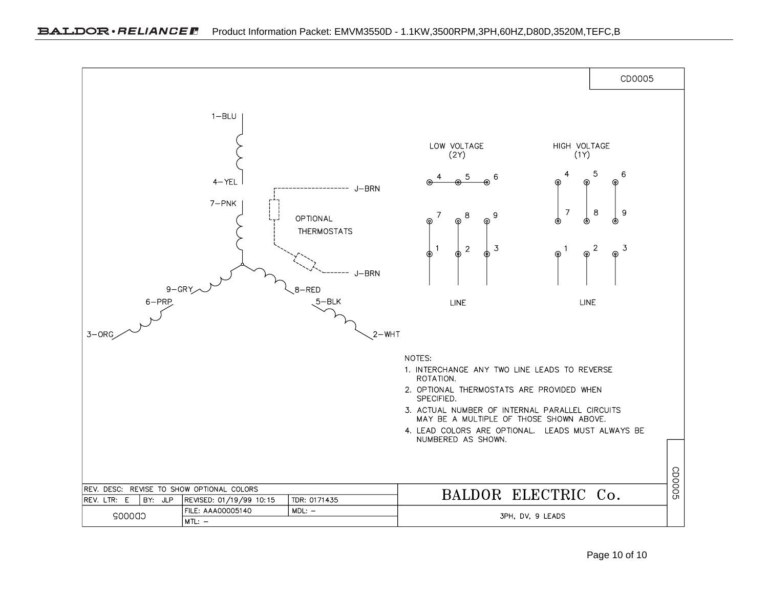CD0005

1–BLU

4–YEL

7–PNK

J–BRN

OPTIONAL THERMOSTATS

J–BRN

9–GRY

8–RED

6–PRP

5–BLK

3–ORG

2–WHT

LOW VOLTAGE (2Y)

4 5 6

7 8 9

1 2 3

LINE

HIGH VOLTAGE (1Y)

4 5 6

7 8 9

1 2 3

LINE

NOTES:

1. INTERCHANGE ANY TWO LINE LEADS TO REVERSE ROTATION.
2. OPTIONAL THERMOSTATS ARE PROVIDED WHEN SPECIFIED.
3. ACTUAL NUMBER OF INTERNAL PARALLEL CIRCUITS MAY BE A MULTIPLE OF THOSE SHOWN ABOVE.
4. LEAD COLORS ARE OPTIONAL. LEADS MUST ALWAYS BE NUMBERED AS SHOWN.

| | | | | |
|---|---|---|---|---|
| REV. DESC: REVISE TO SHOW OPTIONAL COLORS | | | | BALDOR ELECTRIC Co. |
| REV. LTR: E | BY: JLP | REVISED: 01/19/99 10:15 | TDR: 0171435 | |
| CD0005 | | FILE: AAA00005140 | MDL: – | 3PH, DV, 9 LEADS |
| | | MTL: – | | |

CD0005